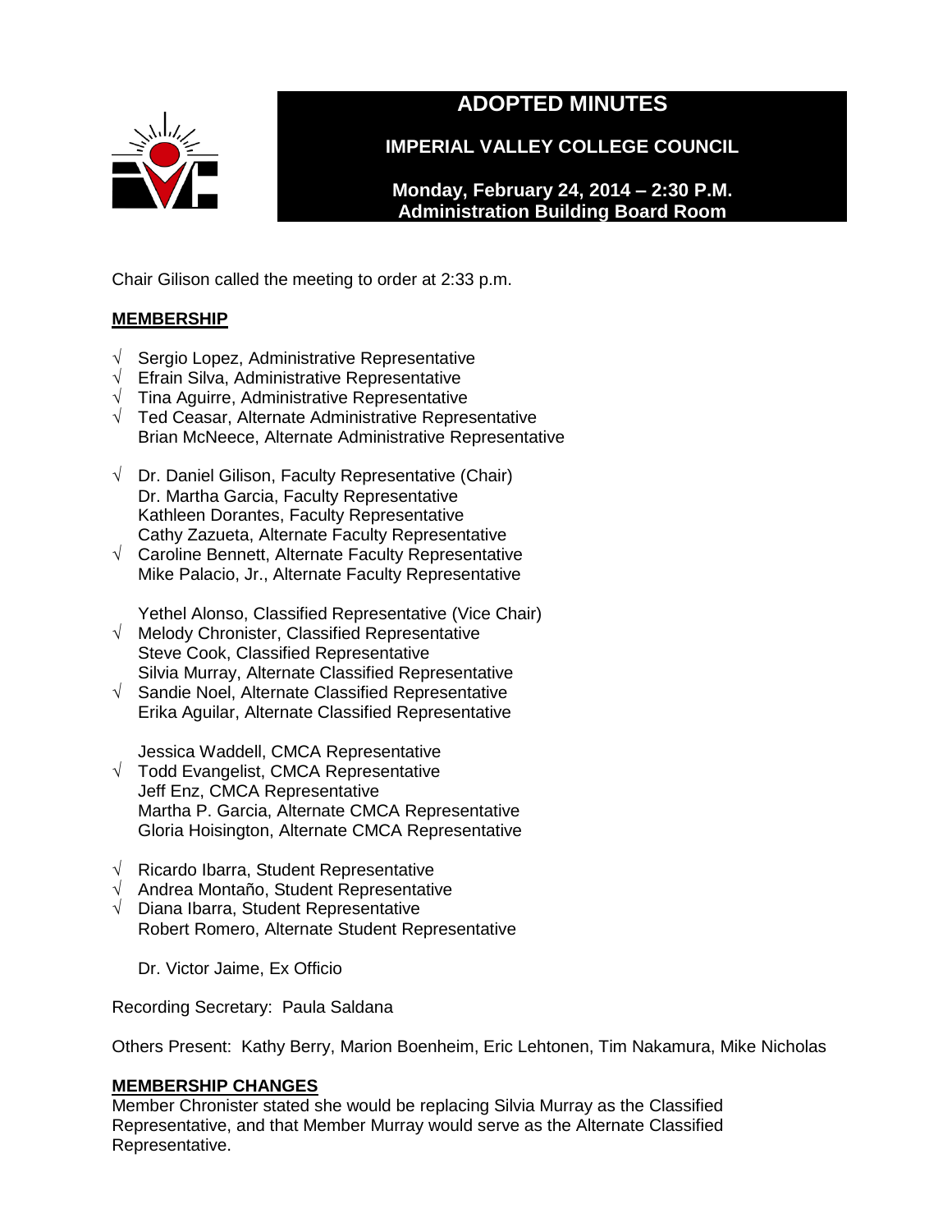# ADOPTED MINUTES

## IMPERIAL VALLEY COLLEGE COUNCIL

**Monday, February 24, 2014 – 2:30 P.M.**
**Administration Building Board Room**

Chair Gilison called the meeting to order at 2:33 p.m.

**MEMBERSHIP**

√ Sergio Lopez, Administrative Representative
√ Efrain Silva, Administrative Representative
√ Tina Aguirre, Administrative Representative
√ Ted Ceasar, Alternate Administrative Representative
Brian McNeece, Alternate Administrative Representative

√ Dr. Daniel Gilison, Faculty Representative (Chair)
Dr. Martha Garcia, Faculty Representative
Kathleen Dorantes, Faculty Representative
Cathy Zazueta, Alternate Faculty Representative
√ Caroline Bennett, Alternate Faculty Representative
Mike Palacio, Jr., Alternate Faculty Representative

Yethel Alonso, Classified Representative (Vice Chair)
√ Melody Chronister, Classified Representative
Steve Cook, Classified Representative
Silvia Murray, Alternate Classified Representative
√ Sandie Noel, Alternate Classified Representative
Erika Aguilar, Alternate Classified Representative

Jessica Waddell, CMCA Representative
√ Todd Evangelist, CMCA Representative
Jeff Enz, CMCA Representative
Martha P. Garcia, Alternate CMCA Representative
Gloria Hoisington, Alternate CMCA Representative

√ Ricardo Ibarra, Student Representative
√ Andrea Montaño, Student Representative
√ Diana Ibarra, Student Representative
Robert Romero, Alternate Student Representative

Dr. Victor Jaime, Ex Officio

Recording Secretary: Paula Saldana

Others Present: Kathy Berry, Marion Boenheim, Eric Lehtonen, Tim Nakamura, Mike Nicholas

**MEMBERSHIP CHANGES**

Member Chronister stated she would be replacing Silvia Murray as the Classified Representative, and that Member Murray would serve as the Alternate Classified Representative.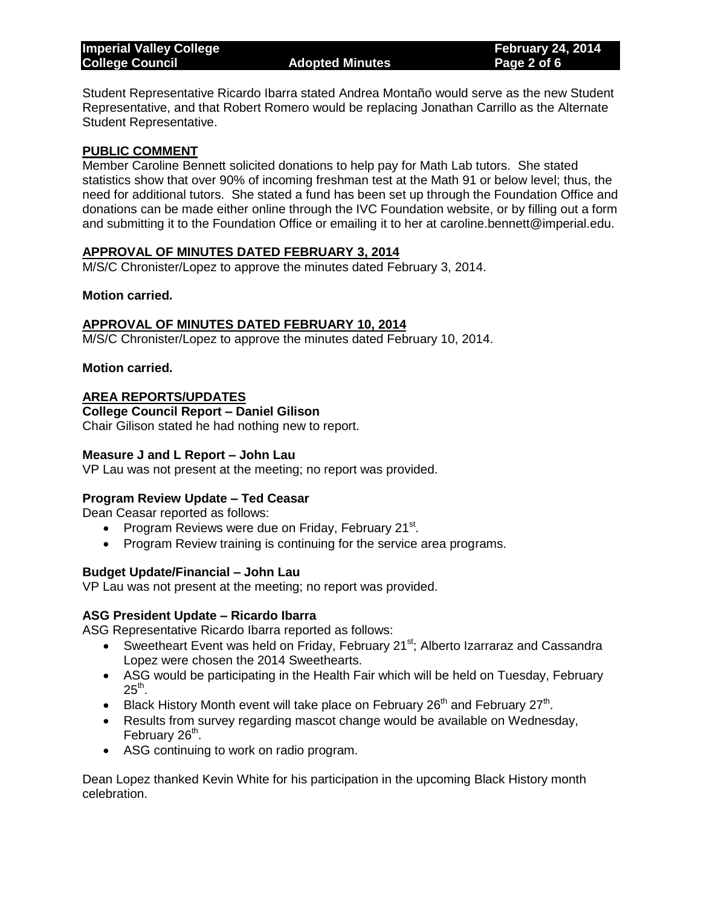Student Representative Ricardo Ibarra stated Andrea Montaño would serve as the new Student Representative, and that Robert Romero would be replacing Jonathan Carrillo as the Alternate Student Representative.

## PUBLIC COMMENT

Member Caroline Bennett solicited donations to help pay for Math Lab tutors. She stated statistics show that over 90% of incoming freshman test at the Math 91 or below level; thus, the need for additional tutors. She stated a fund has been set up through the Foundation Office and donations can be made either online through the IVC Foundation website, or by filling out a form and submitting it to the Foundation Office or emailing it to her at caroline.bennett@imperial.edu.

## APPROVAL OF MINUTES DATED FEBRUARY 3, 2014

M/S/C Chronister/Lopez to approve the minutes dated February 3, 2014.

**Motion carried.**

## APPROVAL OF MINUTES DATED FEBRUARY 10, 2014

M/S/C Chronister/Lopez to approve the minutes dated February 10, 2014.

**Motion carried.**

## AREA REPORTS/UPDATES

### College Council Report – Daniel Gilison

Chair Gilison stated he had nothing new to report.

### Measure J and L Report – John Lau

VP Lau was not present at the meeting; no report was provided.

### Program Review Update – Ted Ceasar

Dean Ceasar reported as follows:

- Program Reviews were due on Friday, February 21st.
- Program Review training is continuing for the service area programs.

### Budget Update/Financial – John Lau

VP Lau was not present at the meeting; no report was provided.

### ASG President Update – Ricardo Ibarra

ASG Representative Ricardo Ibarra reported as follows:

- Sweetheart Event was held on Friday, February 21st; Alberto Izarraraz and Cassandra Lopez were chosen the 2014 Sweethearts.
- ASG would be participating in the Health Fair which will be held on Tuesday, February 25th.
- Black History Month event will take place on February 26th and February 27th.
- Results from survey regarding mascot change would be available on Wednesday, February 26th.
- ASG continuing to work on radio program.

Dean Lopez thanked Kevin White for his participation in the upcoming Black History month celebration.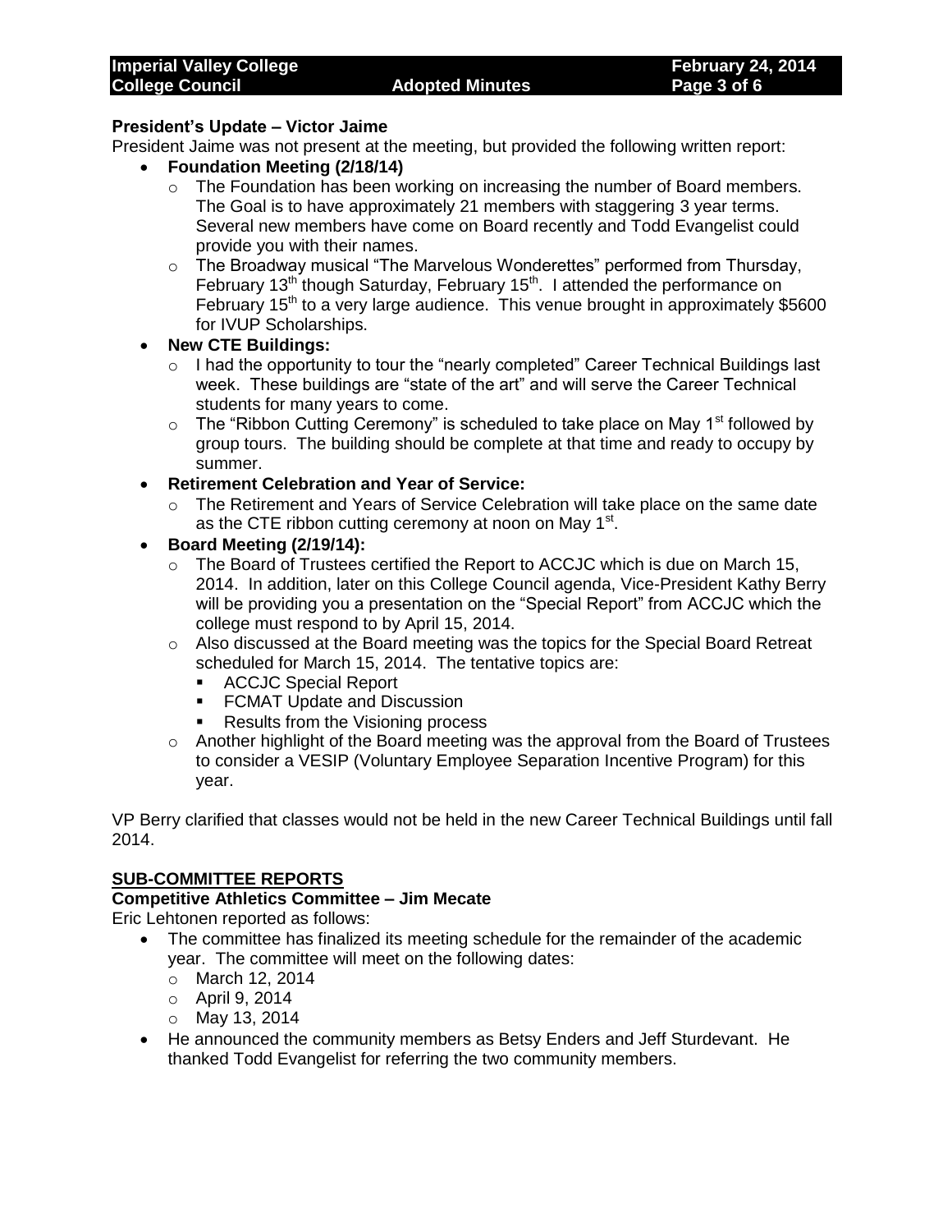**President's Update – Victor Jaime**

President Jaime was not present at the meeting, but provided the following written report:

- **Foundation Meeting (2/18/14)**
  - The Foundation has been working on increasing the number of Board members. The Goal is to have approximately 21 members with staggering 3 year terms. Several new members have come on Board recently and Todd Evangelist could provide you with their names.
  - The Broadway musical "The Marvelous Wonderettes" performed from Thursday, February 13th though Saturday, February 15th. I attended the performance on February 15th to a very large audience. This venue brought in approximately $5600 for IVUP Scholarships.
- **New CTE Buildings:**
  - I had the opportunity to tour the "nearly completed" Career Technical Buildings last week. These buildings are "state of the art" and will serve the Career Technical students for many years to come.
  - The "Ribbon Cutting Ceremony" is scheduled to take place on May 1st followed by group tours. The building should be complete at that time and ready to occupy by summer.
- **Retirement Celebration and Year of Service:**
  - The Retirement and Years of Service Celebration will take place on the same date as the CTE ribbon cutting ceremony at noon on May 1st.
- **Board Meeting (2/19/14):**
  - The Board of Trustees certified the Report to ACCJC which is due on March 15, 2014. In addition, later on this College Council agenda, Vice-President Kathy Berry will be providing you a presentation on the "Special Report" from ACCJC which the college must respond to by April 15, 2014.
  - Also discussed at the Board meeting was the topics for the Special Board Retreat scheduled for March 15, 2014. The tentative topics are:
    - ACCJC Special Report
    - FCMAT Update and Discussion
    - Results from the Visioning process
  - Another highlight of the Board meeting was the approval from the Board of Trustees to consider a VESIP (Voluntary Employee Separation Incentive Program) for this year.

VP Berry clarified that classes would not be held in the new Career Technical Buildings until fall 2014.

## SUB-COMMITTEE REPORTS

**Competitive Athletics Committee – Jim Mecate**

Eric Lehtonen reported as follows:

- The committee has finalized its meeting schedule for the remainder of the academic year. The committee will meet on the following dates:
  - March 12, 2014
  - April 9, 2014
  - May 13, 2014
- He announced the community members as Betsy Enders and Jeff Sturdevant. He thanked Todd Evangelist for referring the two community members.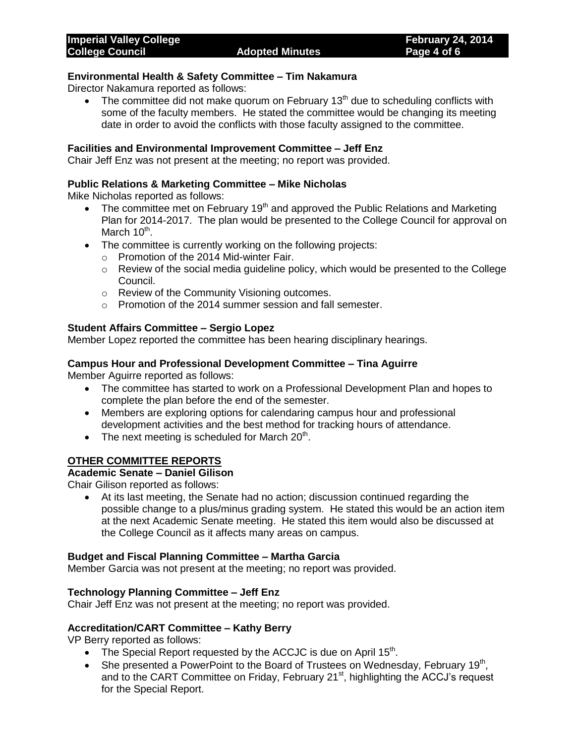**Environmental Health & Safety Committee – Tim Nakamura**

Director Nakamura reported as follows:

- The committee did not make quorum on February 13th due to scheduling conflicts with some of the faculty members. He stated the committee would be changing its meeting date in order to avoid the conflicts with those faculty assigned to the committee.

**Facilities and Environmental Improvement Committee – Jeff Enz**

Chair Jeff Enz was not present at the meeting; no report was provided.

**Public Relations & Marketing Committee – Mike Nicholas**

Mike Nicholas reported as follows:

- The committee met on February 19th and approved the Public Relations and Marketing Plan for 2014-2017. The plan would be presented to the College Council for approval on March 10th.
- The committee is currently working on the following projects:
  - Promotion of the 2014 Mid-winter Fair.
  - Review of the social media guideline policy, which would be presented to the College Council.
  - Review of the Community Visioning outcomes.
  - Promotion of the 2014 summer session and fall semester.

**Student Affairs Committee – Sergio Lopez**

Member Lopez reported the committee has been hearing disciplinary hearings.

**Campus Hour and Professional Development Committee – Tina Aguirre**

Member Aguirre reported as follows:

- The committee has started to work on a Professional Development Plan and hopes to complete the plan before the end of the semester.
- Members are exploring options for calendaring campus hour and professional development activities and the best method for tracking hours of attendance.
- The next meeting is scheduled for March 20th.

**OTHER COMMITTEE REPORTS**

**Academic Senate – Daniel Gilison**

Chair Gilison reported as follows:

- At its last meeting, the Senate had no action; discussion continued regarding the possible change to a plus/minus grading system. He stated this would be an action item at the next Academic Senate meeting. He stated this item would also be discussed at the College Council as it affects many areas on campus.

**Budget and Fiscal Planning Committee – Martha Garcia**

Member Garcia was not present at the meeting; no report was provided.

**Technology Planning Committee – Jeff Enz**

Chair Jeff Enz was not present at the meeting; no report was provided.

**Accreditation/CART Committee – Kathy Berry**

VP Berry reported as follows:

- The Special Report requested by the ACCJC is due on April 15th.
- She presented a PowerPoint to the Board of Trustees on Wednesday, February 19th, and to the CART Committee on Friday, February 21st, highlighting the ACCJ's request for the Special Report.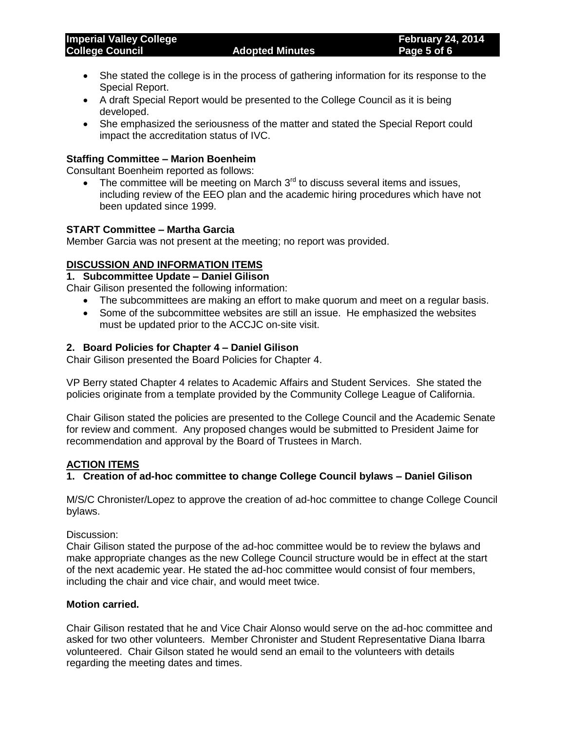- She stated the college is in the process of gathering information for its response to the Special Report.
- A draft Special Report would be presented to the College Council as it is being developed.
- She emphasized the seriousness of the matter and stated the Special Report could impact the accreditation status of IVC.

**Staffing Committee – Marion Boenheim**

Consultant Boenheim reported as follows:

- The committee will be meeting on March 3rd to discuss several items and issues, including review of the EEO plan and the academic hiring procedures which have not been updated since 1999.

**START Committee – Martha Garcia**

Member Garcia was not present at the meeting; no report was provided.

## DISCUSSION AND INFORMATION ITEMS

**1. Subcommittee Update – Daniel Gilison**

Chair Gilison presented the following information:

- The subcommittees are making an effort to make quorum and meet on a regular basis.
- Some of the subcommittee websites are still an issue. He emphasized the websites must be updated prior to the ACCJC on-site visit.

**2. Board Policies for Chapter 4 – Daniel Gilison**

Chair Gilison presented the Board Policies for Chapter 4.

VP Berry stated Chapter 4 relates to Academic Affairs and Student Services. She stated the policies originate from a template provided by the Community College League of California.

Chair Gilison stated the policies are presented to the College Council and the Academic Senate for review and comment. Any proposed changes would be submitted to President Jaime for recommendation and approval by the Board of Trustees in March.

## ACTION ITEMS

**1. Creation of ad-hoc committee to change College Council bylaws – Daniel Gilison**

M/S/C Chronister/Lopez to approve the creation of ad-hoc committee to change College Council bylaws.

Discussion:

Chair Gilison stated the purpose of the ad-hoc committee would be to review the bylaws and make appropriate changes as the new College Council structure would be in effect at the start of the next academic year. He stated the ad-hoc committee would consist of four members, including the chair and vice chair, and would meet twice.

**Motion carried.**

Chair Gilison restated that he and Vice Chair Alonso would serve on the ad-hoc committee and asked for two other volunteers. Member Chronister and Student Representative Diana Ibarra volunteered. Chair Gilson stated he would send an email to the volunteers with details regarding the meeting dates and times.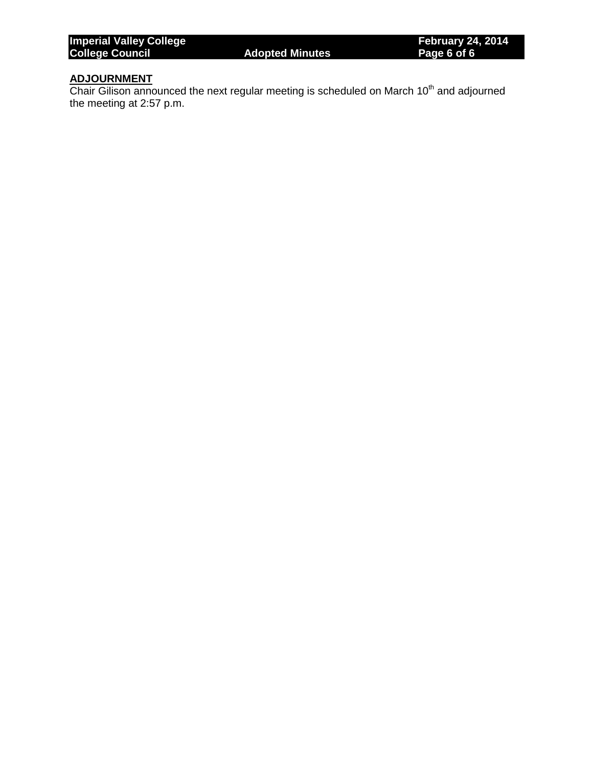**ADJOURNMENT**

Chair Gilison announced the next regular meeting is scheduled on March 10th and adjourned the meeting at 2:57 p.m.